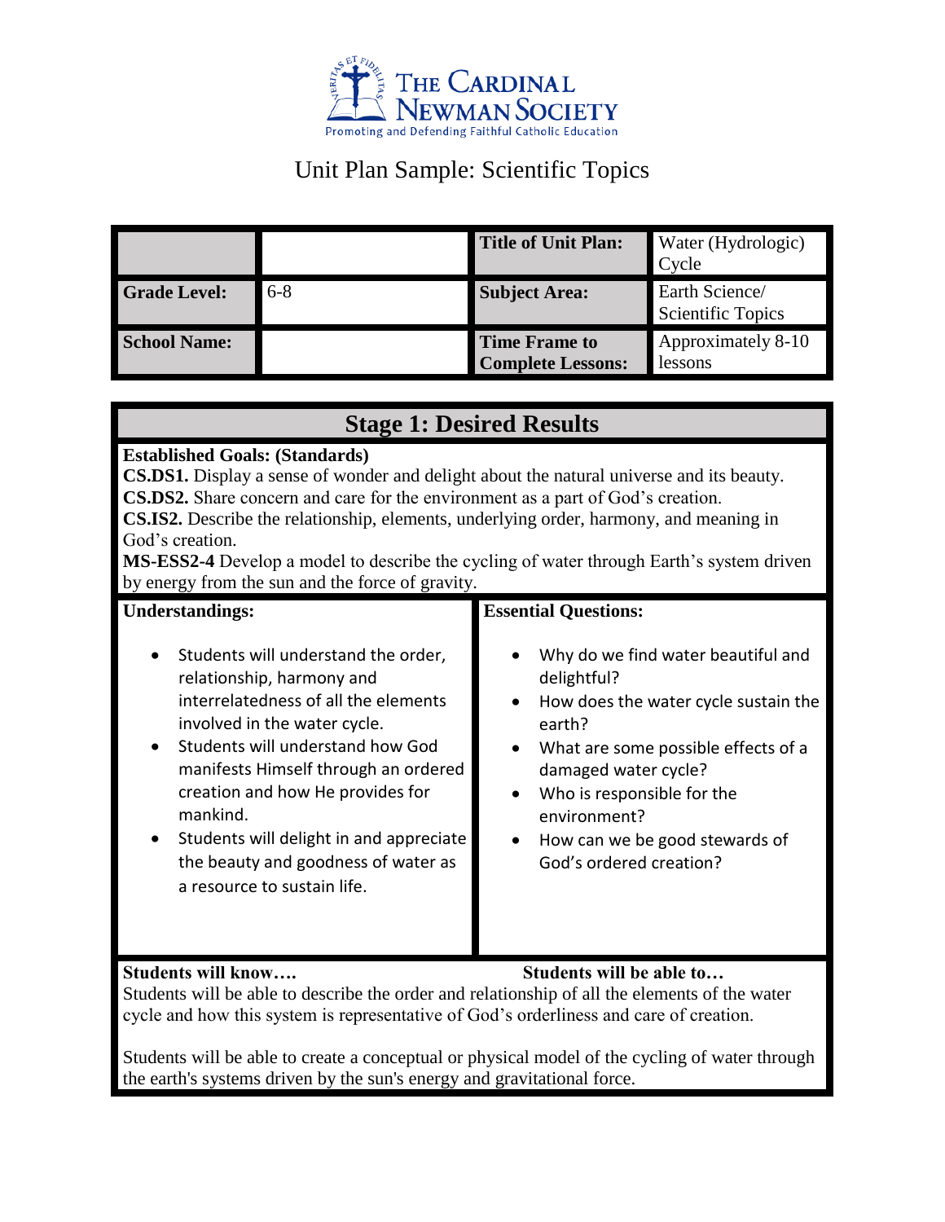# Unit Plan Sample: Scientific Topics

| | | | |
|---|---|---|---|
| | | **Title of Unit Plan:** | Water (Hydrologic) Cycle |
| **Grade Level:** | 6-8 | **Subject Area:** | Earth Science/ Scientific Topics |
| **School Name:** | | **Time Frame to Complete Lessons:** | Approximately 8-10 lessons |

## Stage 1: Desired Results

**Established Goals: (Standards)**

**CS.DS1.** Display a sense of wonder and delight about the natural universe and its beauty.

**CS.DS2.** Share concern and care for the environment as a part of God's creation.

**CS.IS2.** Describe the relationship, elements, underlying order, harmony, and meaning in God's creation.

**MS-ESS2-4** Develop a model to describe the cycling of water through Earth's system driven by energy from the sun and the force of gravity.

**Understandings:**

- Students will understand the order, relationship, harmony and interrelatedness of all the elements involved in the water cycle.
- Students will understand how God manifests Himself through an ordered creation and how He provides for mankind.
- Students will delight in and appreciate the beauty and goodness of water as a resource to sustain life.

**Essential Questions:**

- Why do we find water beautiful and delightful?
- How does the water cycle sustain the earth?
- What are some possible effects of a damaged water cycle?
- Who is responsible for the environment?
- How can we be good stewards of God's ordered creation?

**Students will know….** **Students will be able to…**

Students will be able to describe the order and relationship of all the elements of the water cycle and how this system is representative of God's orderliness and care of creation.

Students will be able to create a conceptual or physical model of the cycling of water through the earth's systems driven by the sun's energy and gravitational force.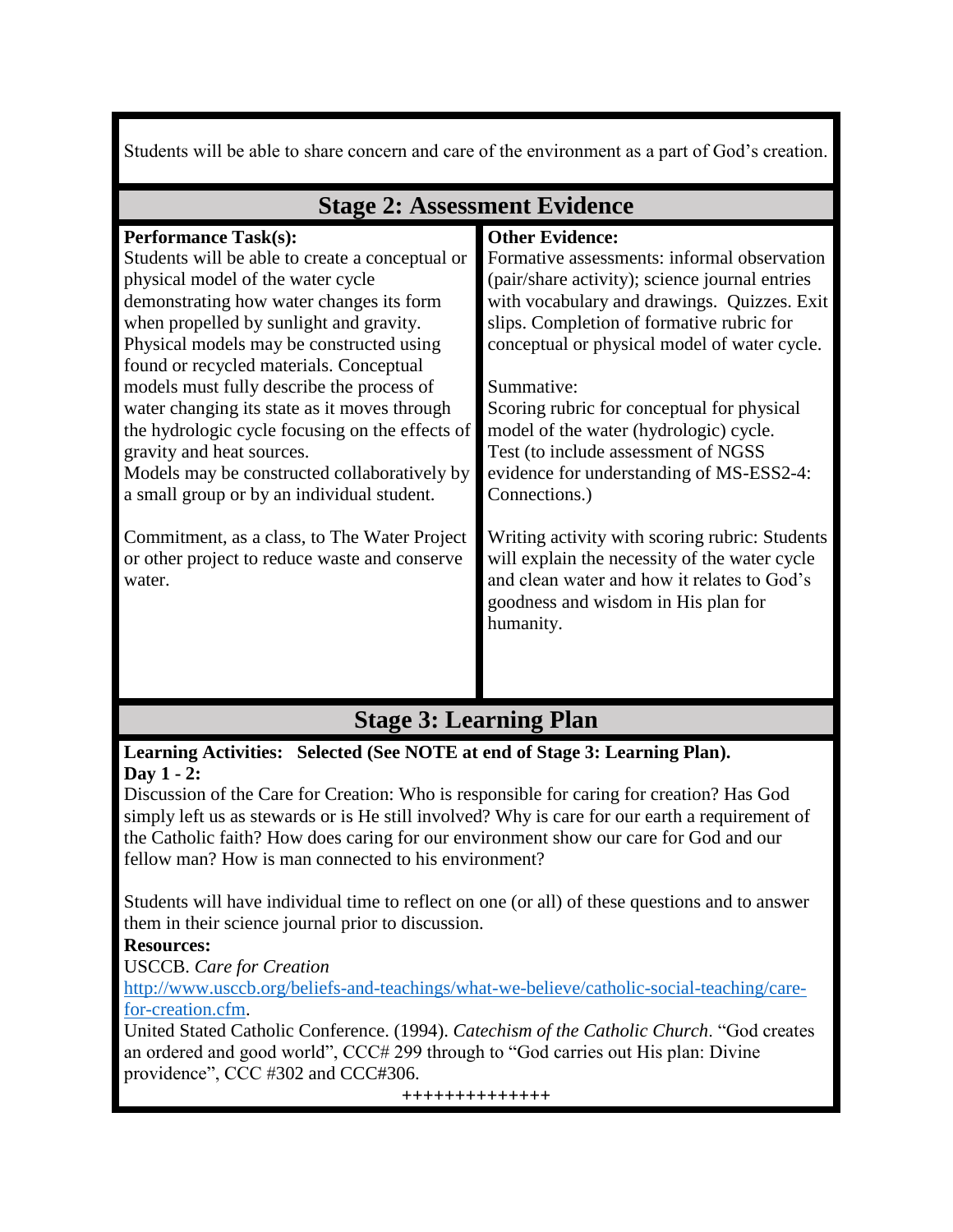Students will be able to share concern and care of the environment as a part of God's creation.

## Stage 2: Assessment Evidence

| **Performance Task(s):** | **Other Evidence:** |
|---|---|
| Students will be able to create a conceptual or physical model of the water cycle demonstrating how water changes its form when propelled by sunlight and gravity. Physical models may be constructed using found or recycled materials. Conceptual models must fully describe the process of water changing its state as it moves through the hydrologic cycle focusing on the effects of gravity and heat sources. Models may be constructed collaboratively by a small group or by an individual student.<br><br>Commitment, as a class, to The Water Project or other project to reduce waste and conserve water. | Formative assessments: informal observation (pair/share activity); science journal entries with vocabulary and drawings. Quizzes. Exit slips. Completion of formative rubric for conceptual or physical model of water cycle.<br><br>Summative:<br>Scoring rubric for conceptual for physical model of the water (hydrologic) cycle.<br>Test (to include assessment of NGSS evidence for understanding of MS-ESS2-4: Connections.)<br><br>Writing activity with scoring rubric: Students will explain the necessity of the water cycle and clean water and how it relates to God's goodness and wisdom in His plan for humanity. |

## Stage 3: Learning Plan

**Learning Activities: Selected (See NOTE at end of Stage 3: Learning Plan).**
**Day 1 - 2:**
Discussion of the Care for Creation: Who is responsible for caring for creation? Has God simply left us as stewards or is He still involved? Why is care for our earth a requirement of the Catholic faith? How does caring for our environment show our care for God and our fellow man? How is man connected to his environment?

Students will have individual time to reflect on one (or all) of these questions and to answer them in their science journal prior to discussion.

**Resources:**
USCCB. *Care for Creation*
http://www.usccb.org/beliefs-and-teachings/what-we-believe/catholic-social-teaching/care-for-creation.cfm.
United Stated Catholic Conference. (1994). *Catechism of the Catholic Church*. "God creates an ordered and good world", CCC# 299 through to "God carries out His plan: Divine providence", CCC #302 and CCC#306.

++++++++++++++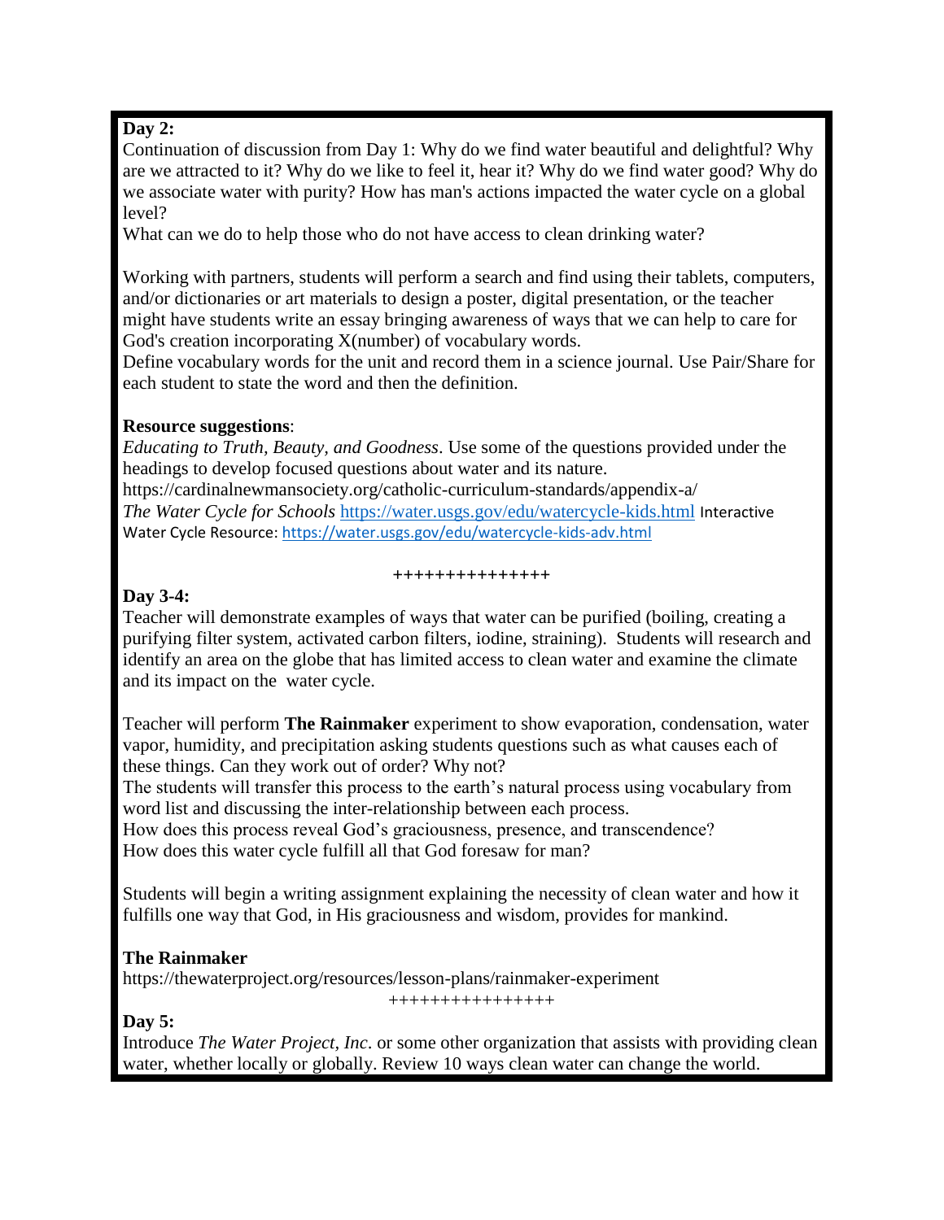**Day 2:**
Continuation of discussion from Day 1: Why do we find water beautiful and delightful? Why are we attracted to it? Why do we like to feel it, hear it? Why do we find water good? Why do we associate water with purity? How has man's actions impacted the water cycle on a global level?
What can we do to help those who do not have access to clean drinking water?

Working with partners, students will perform a search and find using their tablets, computers, and/or dictionaries or art materials to design a poster, digital presentation, or the teacher might have students write an essay bringing awareness of ways that we can help to care for God's creation incorporating X(number) of vocabulary words.
Define vocabulary words for the unit and record them in a science journal. Use Pair/Share for each student to state the word and then the definition.

**Resource suggestions**:
*Educating to Truth, Beauty, and Goodness*. Use some of the questions provided under the headings to develop focused questions about water and its nature.
https://cardinalnewmansociety.org/catholic-curriculum-standards/appendix-a/
*The Water Cycle for Schools* https://water.usgs.gov/edu/watercycle-kids.html Interactive Water Cycle Resource: https://water.usgs.gov/edu/watercycle-kids-adv.html

+++++++++++++++

**Day 3-4:**
Teacher will demonstrate examples of ways that water can be purified (boiling, creating a purifying filter system, activated carbon filters, iodine, straining). Students will research and identify an area on the globe that has limited access to clean water and examine the climate and its impact on the water cycle.

Teacher will perform **The Rainmaker** experiment to show evaporation, condensation, water vapor, humidity, and precipitation asking students questions such as what causes each of these things. Can they work out of order? Why not?
The students will transfer this process to the earth's natural process using vocabulary from word list and discussing the inter-relationship between each process.
How does this process reveal God's graciousness, presence, and transcendence?
How does this water cycle fulfill all that God foresaw for man?

Students will begin a writing assignment explaining the necessity of clean water and how it fulfills one way that God, in His graciousness and wisdom, provides for mankind.

**The Rainmaker**
https://thewaterproject.org/resources/lesson-plans/rainmaker-experiment

++++++++++++++++

**Day 5:**
Introduce *The Water Project, Inc*. or some other organization that assists with providing clean water, whether locally or globally. Review 10 ways clean water can change the world.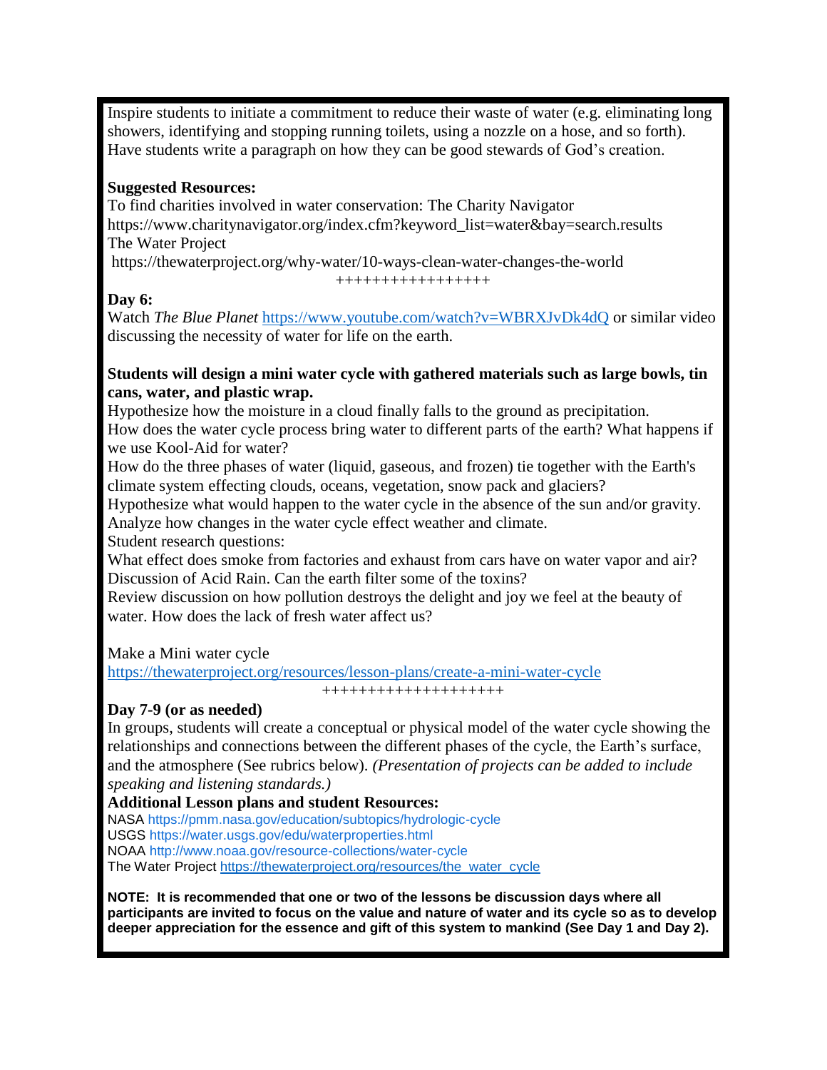Inspire students to initiate a commitment to reduce their waste of water (e.g. eliminating long showers, identifying and stopping running toilets, using a nozzle on a hose, and so forth). Have students write a paragraph on how they can be good stewards of God's creation.

**Suggested Resources:**

To find charities involved in water conservation: The Charity Navigator https://www.charitynavigator.org/index.cfm?keyword_list=water&bay=search.results

The Water Project

https://thewaterproject.org/why-water/10-ways-clean-water-changes-the-world

+++++++++++++++++

**Day 6:**

Watch *The Blue Planet* https://www.youtube.com/watch?v=WBRXJvDk4dQ or similar video discussing the necessity of water for life on the earth.

**Students will design a mini water cycle with gathered materials such as large bowls, tin cans, water, and plastic wrap.**

Hypothesize how the moisture in a cloud finally falls to the ground as precipitation.

How does the water cycle process bring water to different parts of the earth? What happens if we use Kool-Aid for water?

How do the three phases of water (liquid, gaseous, and frozen) tie together with the Earth's climate system effecting clouds, oceans, vegetation, snow pack and glaciers?

Hypothesize what would happen to the water cycle in the absence of the sun and/or gravity.

Analyze how changes in the water cycle effect weather and climate.

Student research questions:

What effect does smoke from factories and exhaust from cars have on water vapor and air?

Discussion of Acid Rain. Can the earth filter some of the toxins?

Review discussion on how pollution destroys the delight and joy we feel at the beauty of water. How does the lack of fresh water affect us?

Make a Mini water cycle

https://thewaterproject.org/resources/lesson-plans/create-a-mini-water-cycle

+++++++++++++++++++

**Day 7-9 (or as needed)**

In groups, students will create a conceptual or physical model of the water cycle showing the relationships and connections between the different phases of the cycle, the Earth's surface, and the atmosphere (See rubrics below). *(Presentation of projects can be added to include speaking and listening standards.)*

**Additional Lesson plans and student Resources:**

NASA https://pmm.nasa.gov/education/subtopics/hydrologic-cycle

USGS https://water.usgs.gov/edu/waterproperties.html

NOAA http://www.noaa.gov/resource-collections/water-cycle

The Water Project https://thewaterproject.org/resources/the_water_cycle

**NOTE: It is recommended that one or two of the lessons be discussion days where all participants are invited to focus on the value and nature of water and its cycle so as to develop deeper appreciation for the essence and gift of this system to mankind (See Day 1 and Day 2).**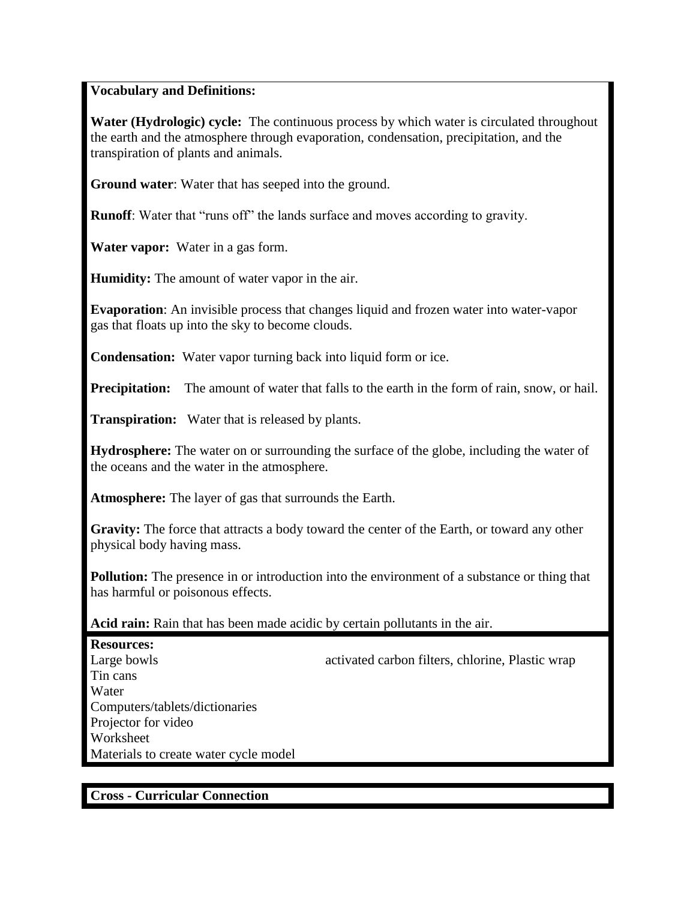**Vocabulary and Definitions:**

**Water (Hydrologic) cycle:** The continuous process by which water is circulated throughout the earth and the atmosphere through evaporation, condensation, precipitation, and the transpiration of plants and animals.

**Ground water**: Water that has seeped into the ground.

**Runoff**: Water that "runs off" the lands surface and moves according to gravity.

**Water vapor:** Water in a gas form.

**Humidity:** The amount of water vapor in the air.

**Evaporation**: An invisible process that changes liquid and frozen water into water-vapor gas that floats up into the sky to become clouds.

**Condensation:** Water vapor turning back into liquid form or ice.

**Precipitation:** The amount of water that falls to the earth in the form of rain, snow, or hail.

**Transpiration:** Water that is released by plants.

**Hydrosphere:** The water on or surrounding the surface of the globe, including the water of the oceans and the water in the atmosphere.

**Atmosphere:** The layer of gas that surrounds the Earth.

**Gravity:** The force that attracts a body toward the center of the Earth, or toward any other physical body having mass.

**Pollution:** The presence in or introduction into the environment of a substance or thing that has harmful or poisonous effects.

**Acid rain:** Rain that has been made acidic by certain pollutants in the air.

**Resources:**

Large bowls
Tin cans
Water
Computers/tablets/dictionaries
Projector for video
Worksheet
Materials to create water cycle model

activated carbon filters, chlorine, Plastic wrap

**Cross - Curricular Connection**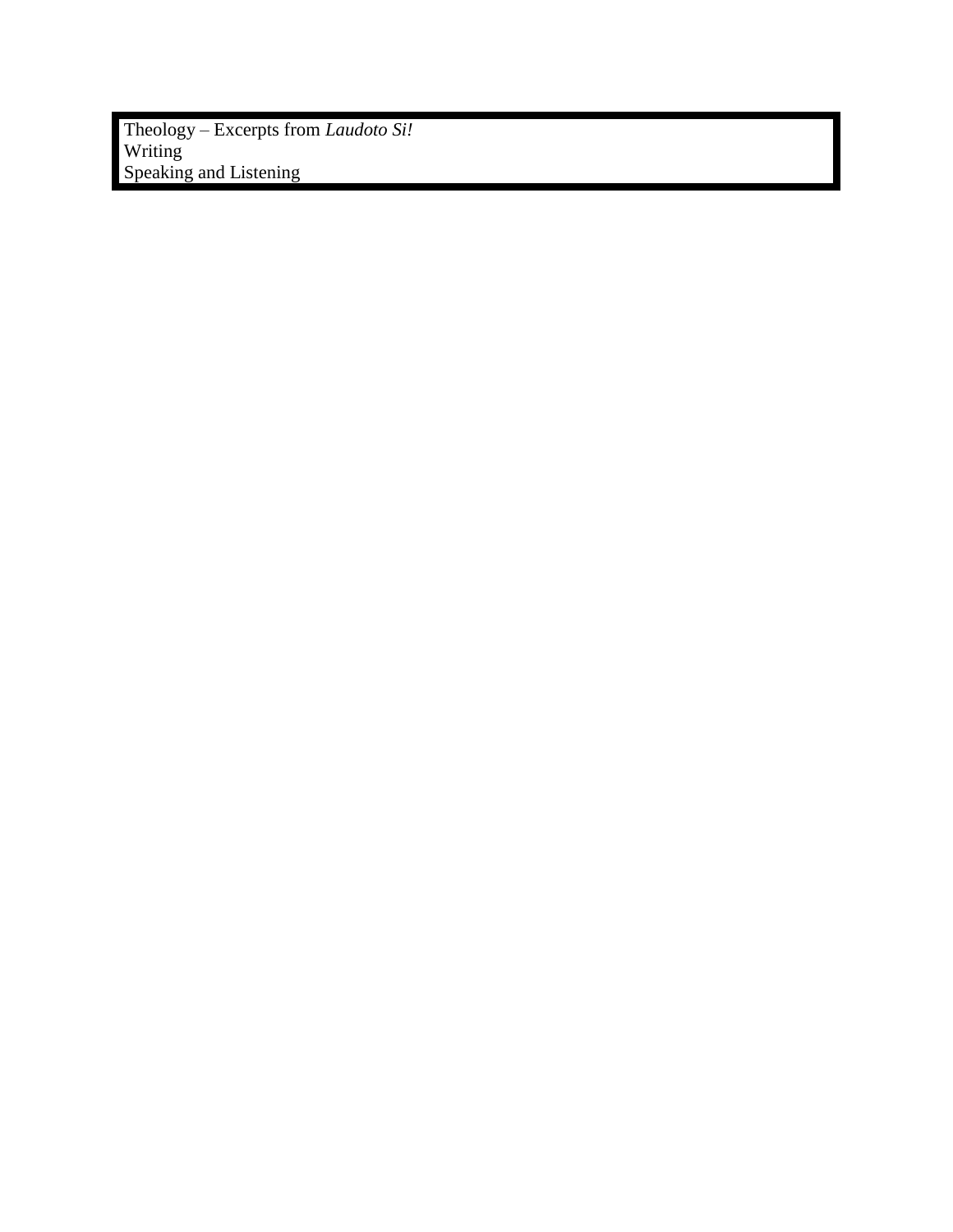Theology – Excerpts from *Laudoto Si!*
Writing
Speaking and Listening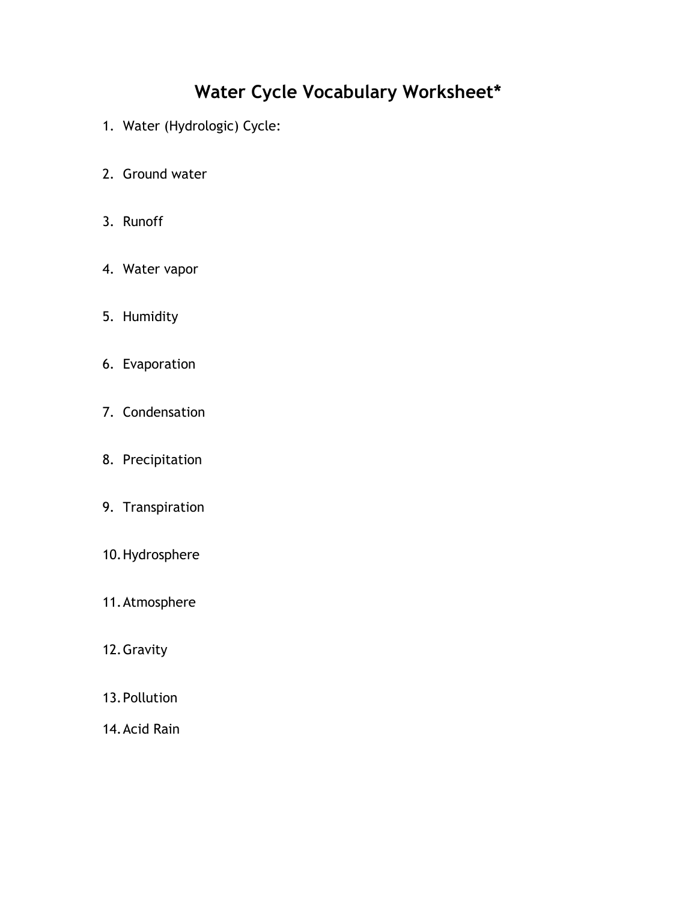# Water Cycle Vocabulary Worksheet*

1. Water (Hydrologic) Cycle:
2. Ground water
3. Runoff
4. Water vapor
5. Humidity
6. Evaporation
7. Condensation
8. Precipitation
9. Transpiration
10. Hydrosphere
11. Atmosphere
12. Gravity
13. Pollution
14. Acid Rain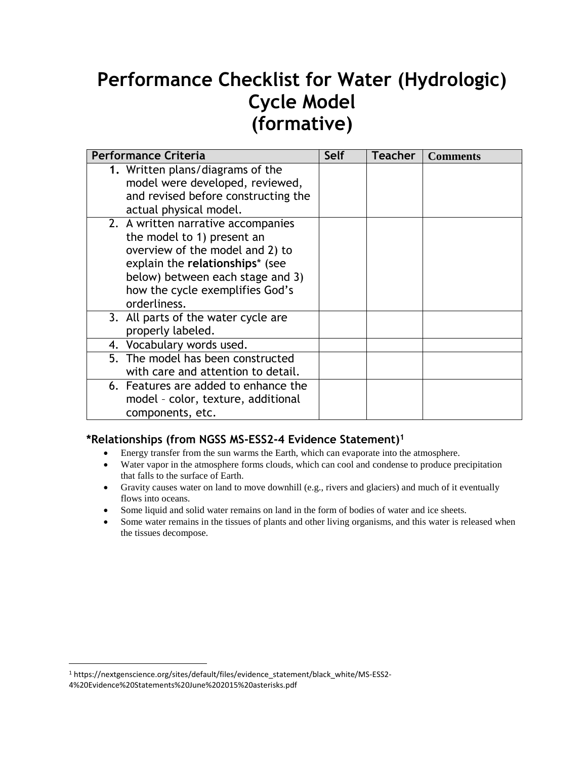# Performance Checklist for Water (Hydrologic) Cycle Model (formative)

| Performance Criteria | Self | Teacher | Comments |
|---|---|---|---|
| 1. Written plans/diagrams of the model were developed, reviewed, and revised before constructing the actual physical model. | | | |
| 2. A written narrative accompanies the model to 1) present an overview of the model and 2) to explain the **relationships*** (see below) between each stage and 3) how the cycle exemplifies God's orderliness. | | | |
| 3. All parts of the water cycle are properly labeled. | | | |
| 4. Vocabulary words used. | | | |
| 5. The model has been constructed with care and attention to detail. | | | |
| 6. Features are added to enhance the model – color, texture, additional components, etc. | | | |

### *Relationships (from NGSS MS-ESS2-4 Evidence Statement)[1]

- Energy transfer from the sun warms the Earth, which can evaporate into the atmosphere.
- Water vapor in the atmosphere forms clouds, which can cool and condense to produce precipitation that falls to the surface of Earth.
- Gravity causes water on land to move downhill (e.g., rivers and glaciers) and much of it eventually flows into oceans.
- Some liquid and solid water remains on land in the form of bodies of water and ice sheets.
- Some water remains in the tissues of plants and other living organisms, and this water is released when the tissues decompose.

---

[1] https://nextgenscience.org/sites/default/files/evidence_statement/black_white/MS-ESS2-4%20Evidence%20Statements%20June%202015%20asterisks.pdf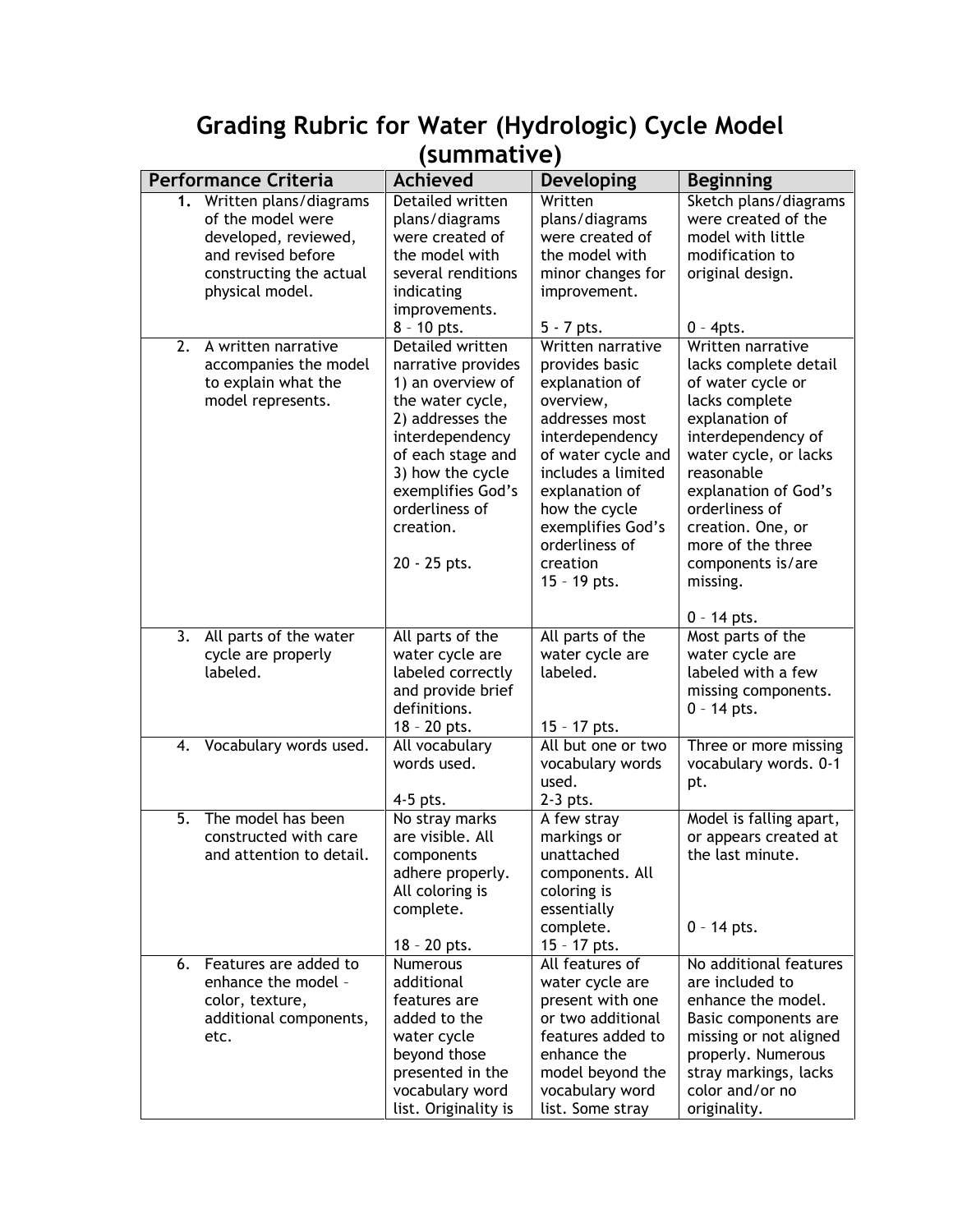# Grading Rubric for Water (Hydrologic) Cycle Model (summative)

| Performance Criteria | Achieved | Developing | Beginning |
|---|---|---|---|
| **1.** Written plans/diagrams of the model were developed, reviewed, and revised before constructing the actual physical model. | Detailed written plans/diagrams were created of the model with several renditions indicating improvements. 8 – 10 pts. | Written plans/diagrams were created of the model with minor changes for improvement. 5 - 7 pts. | Sketch plans/diagrams were created of the model with little modification to original design. 0 – 4pts. |
| 2. A written narrative accompanies the model to explain what the model represents. | Detailed written narrative provides 1) an overview of the water cycle, 2) addresses the interdependency of each stage and 3) how the cycle exemplifies God's orderliness of creation. 20 - 25 pts. | Written narrative provides basic explanation of overview, addresses most interdependency of water cycle and includes a limited explanation of how the cycle exemplifies God's orderliness of creation 15 – 19 pts. | Written narrative lacks complete detail of water cycle or lacks complete explanation of interdependency of water cycle, or lacks reasonable explanation of God's orderliness of creation. One, or more of the three components is/are missing. 0 – 14 pts. |
| 3. All parts of the water cycle are properly labeled. | All parts of the water cycle are labeled correctly and provide brief definitions. 18 – 20 pts. | All parts of the water cycle are labeled. 15 – 17 pts. | Most parts of the water cycle are labeled with a few missing components. 0 – 14 pts. |
| 4. Vocabulary words used. | All vocabulary words used. 4-5 pts. | All but one or two vocabulary words used. 2-3 pts. | Three or more missing vocabulary words. 0-1 pt. |
| 5. The model has been constructed with care and attention to detail. | No stray marks are visible. All components adhere properly. All coloring is complete. 18 – 20 pts. | A few stray markings or unattached components. All coloring is essentially complete. 15 – 17 pts. | Model is falling apart, or appears created at the last minute. 0 – 14 pts. |
| 6. Features are added to enhance the model – color, texture, additional components, etc. | Numerous additional features are added to the water cycle beyond those presented in the vocabulary word list. Originality is | All features of water cycle are present with one or two additional features added to enhance the model beyond the vocabulary word list. Some stray | No additional features are included to enhance the model. Basic components are missing or not aligned properly. Numerous stray markings, lacks color and/or no originality. |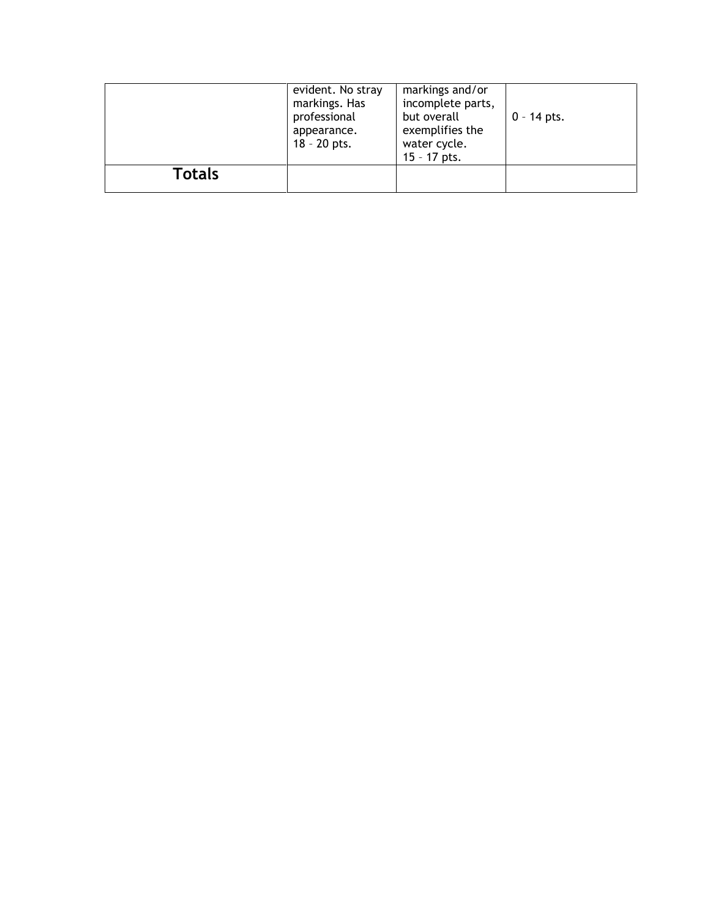| | | | |
|---|---|---|---|
| | evident. No stray markings. Has professional appearance. 18 – 20 pts. | markings and/or incomplete parts, but overall exemplifies the water cycle. 15 – 17 pts. | 0 – 14 pts. |
| **Totals** | | | |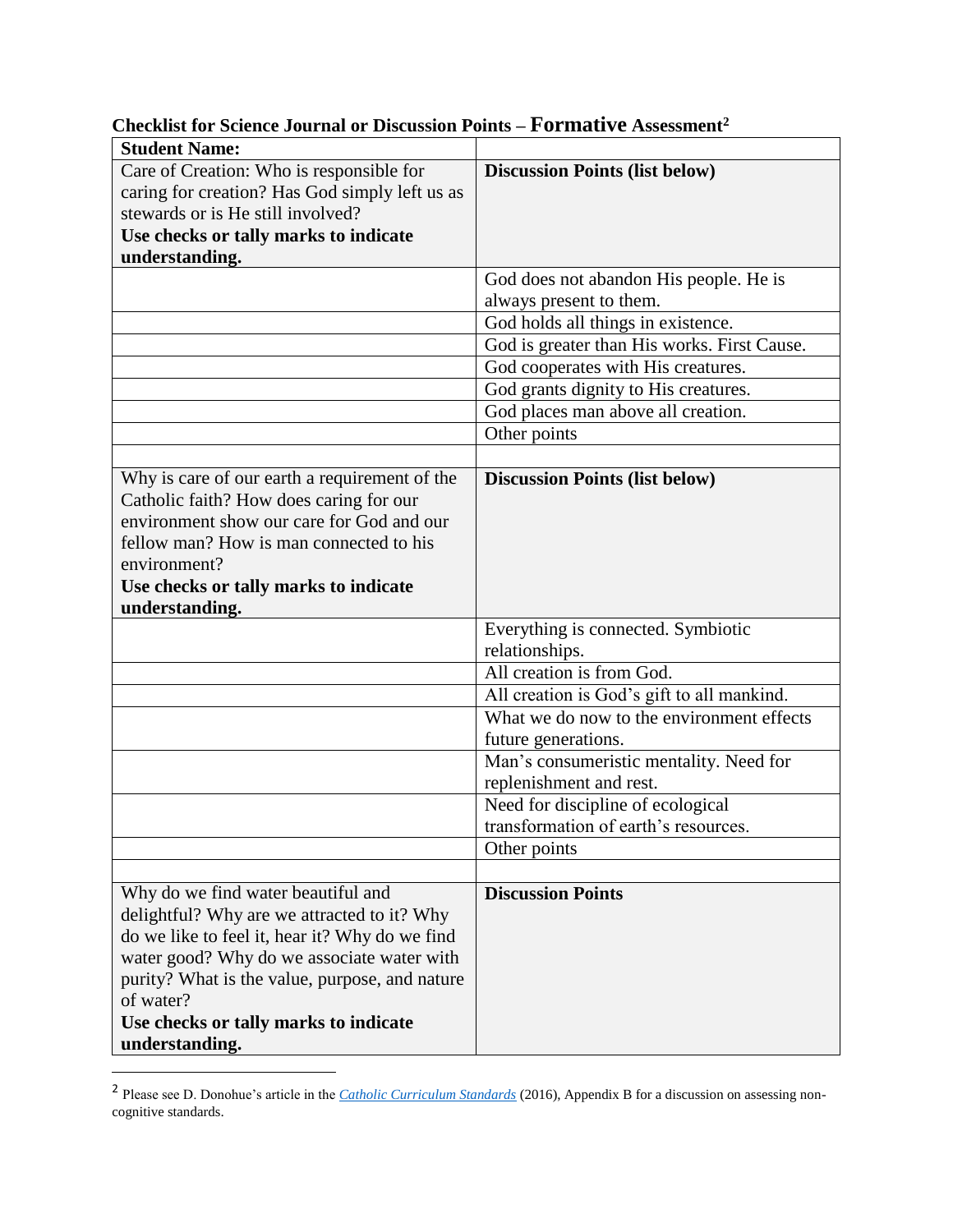**Checklist for Science Journal or Discussion Points – Formative Assessment**[2]

| **Student Name:** | |
|---|---|
| Care of Creation: Who is responsible for caring for creation? Has God simply left us as stewards or is He still involved? **Use checks or tally marks to indicate understanding.** | **Discussion Points (list below)** |
| | God does not abandon His people. He is always present to them. |
| | God holds all things in existence. |
| | God is greater than His works. First Cause. |
| | God cooperates with His creatures. |
| | God grants dignity to His creatures. |
| | God places man above all creation. |
| | Other points |
| | |
| Why is care of our earth a requirement of the Catholic faith? How does caring for our environment show our care for God and our fellow man? How is man connected to his environment? **Use checks or tally marks to indicate understanding.** | **Discussion Points (list below)** |
| | Everything is connected. Symbiotic relationships. |
| | All creation is from God. |
| | All creation is God's gift to all mankind. |
| | What we do now to the environment effects future generations. |
| | Man's consumeristic mentality. Need for replenishment and rest. |
| | Need for discipline of ecological transformation of earth's resources. |
| | Other points |
| | |
| Why do we find water beautiful and delightful? Why are we attracted to it? Why do we like to feel it, hear it? Why do we find water good? Why do we associate water with purity? What is the value, purpose, and nature of water? **Use checks or tally marks to indicate understanding.** | **Discussion Points** |

[2] Please see D. Donohue's article in the *Catholic Curriculum Standards* (2016), Appendix B for a discussion on assessing non-cognitive standards.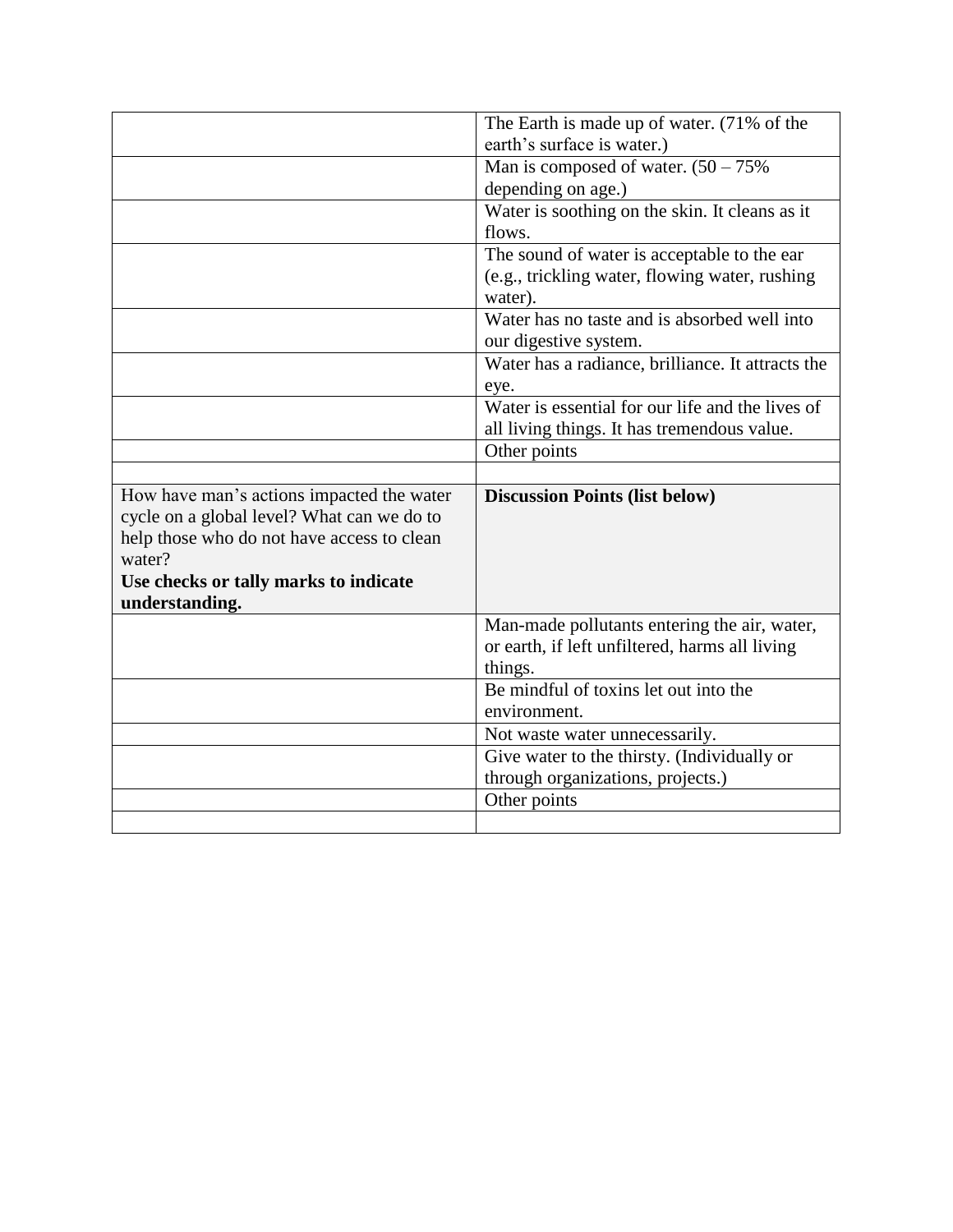| | |
|---|---|
| | The Earth is made up of water. (71% of the earth's surface is water.) |
| | Man is composed of water. (50 – 75% depending on age.) |
| | Water is soothing on the skin. It cleans as it flows. |
| | The sound of water is acceptable to the ear (e.g., trickling water, flowing water, rushing water). |
| | Water has no taste and is absorbed well into our digestive system. |
| | Water has a radiance, brilliance. It attracts the eye. |
| | Water is essential for our life and the lives of all living things. It has tremendous value. |
| | Other points |
| | |
| How have man's actions impacted the water cycle on a global level? What can we do to help those who do not have access to clean water? **Use checks or tally marks to indicate understanding.** | **Discussion Points (list below)** |
| | Man-made pollutants entering the air, water, or earth, if left unfiltered, harms all living things. |
| | Be mindful of toxins let out into the environment. |
| | Not waste water unnecessarily. |
| | Give water to the thirsty. (Individually or through organizations, projects.) |
| | Other points |
| | |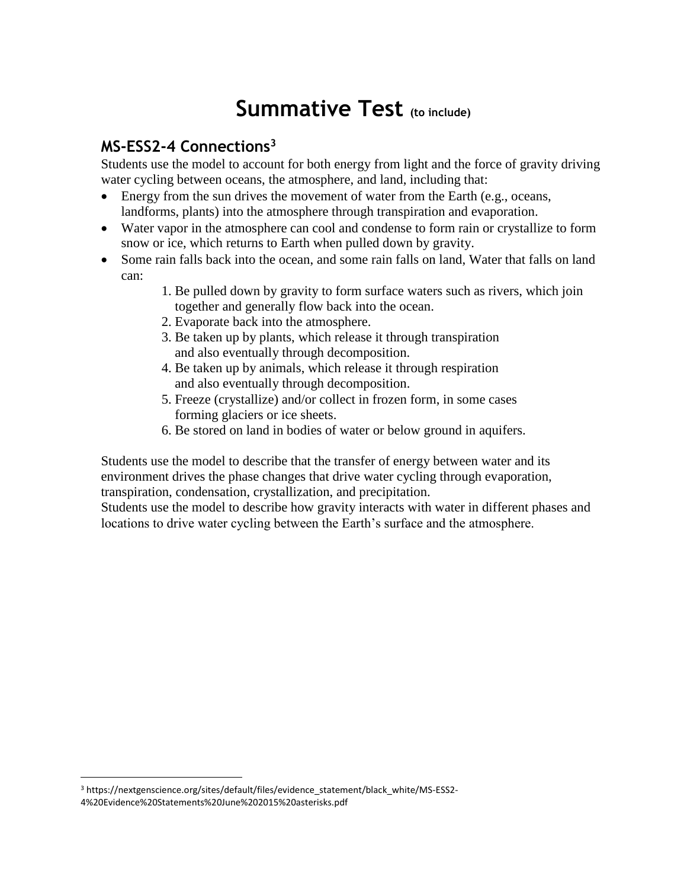# Summative Test (to include)

## MS-ESS2-4 Connections[3]

Students use the model to account for both energy from light and the force of gravity driving water cycling between oceans, the atmosphere, and land, including that:

- Energy from the sun drives the movement of water from the Earth (e.g., oceans, landforms, plants) into the atmosphere through transpiration and evaporation.
- Water vapor in the atmosphere can cool and condense to form rain or crystallize to form snow or ice, which returns to Earth when pulled down by gravity.
- Some rain falls back into the ocean, and some rain falls on land, Water that falls on land can:
    1. Be pulled down by gravity to form surface waters such as rivers, which join together and generally flow back into the ocean.
    2. Evaporate back into the atmosphere.
    3. Be taken up by plants, which release it through transpiration and also eventually through decomposition.
    4. Be taken up by animals, which release it through respiration and also eventually through decomposition.
    5. Freeze (crystallize) and/or collect in frozen form, in some cases forming glaciers or ice sheets.
    6. Be stored on land in bodies of water or below ground in aquifers.

Students use the model to describe that the transfer of energy between water and its environment drives the phase changes that drive water cycling through evaporation, transpiration, condensation, crystallization, and precipitation.
Students use the model to describe how gravity interacts with water in different phases and locations to drive water cycling between the Earth's surface and the atmosphere.

---

[3] https://nextgenscience.org/sites/default/files/evidence_statement/black_white/MS-ESS2-4%20Evidence%20Statements%20June%202015%20asterisks.pdf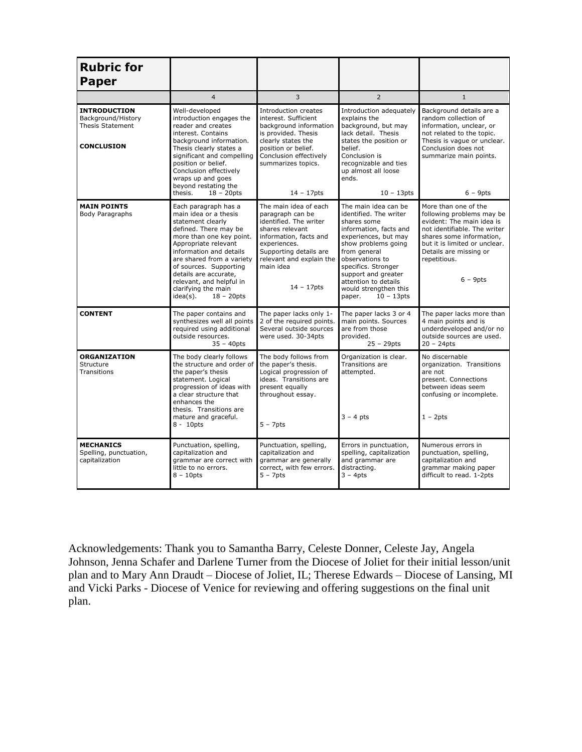| Rubric for Paper | | | | |
|---|---|---|---|---|
| | 4 | 3 | 2 | 1 |
| **INTRODUCTION** Background/History Thesis Statement **CONCLUSION** | Well-developed introduction engages the reader and creates interest. Contains background information. Thesis clearly states a significant and compelling position or belief. Conclusion effectively wraps up and goes beyond restating the thesis. 18 – 20pts | Introduction creates interest. Sufficient background information is provided. Thesis clearly states the position or belief. Conclusion effectively summarizes topics. 14 – 17pts | Introduction adequately explains the background, but may lack detail. Thesis states the position or belief. Conclusion is recognizable and ties up almost all loose ends. 10 – 13pts | Background details are a random collection of information, unclear, or not related to the topic. Thesis is vague or unclear. Conclusion does not summarize main points. 6 – 9pts |
| **MAIN POINTS** Body Paragraphs | Each paragraph has a main idea or a thesis statement clearly defined. There may be more than one key point. Appropriate relevant information and details are shared from a variety of sources. Supporting details are accurate, relevant, and helpful in clarifying the main idea(s). 18 – 20pts | The main idea of each paragraph can be identified. The writer shares relevant information, facts and experiences. Supporting details are relevant and explain the main idea 14 – 17pts | The main idea can be identified. The writer shares some information, facts and experiences, but may show problems going from general observations to specifics. Stronger support and greater attention to details would strengthen this paper. 10 – 13pts | More than one of the following problems may be evident: The main idea is not identifiable. The writer shares some information, but it is limited or unclear. Details are missing or repetitious. 6 – 9pts |
| **CONTENT** | The paper contains and synthesizes well all points required using additional outside resources. 35 – 40pts | The paper lacks only 1-2 of the required points. Several outside sources were used. 30-34pts | The paper lacks 3 or 4 main points. Sources are from those provided. 25 – 29pts | The paper lacks more than 4 main points and is underdeveloped and/or no outside sources are used. 20 – 24pts |
| **ORGANIZATION** Structure Transitions | The body clearly follows the structure and order of the paper's thesis statement. Logical progression of ideas with a clear structure that enhances the thesis. Transitions are mature and graceful. 8 - 10pts | The body follows from the paper's thesis. Logical progression of ideas. Transitions are present equally throughout essay. 5 – 7pts | Organization is clear. Transitions are attempted. 3 – 4 pts | No discernable organization. Transitions are not present. Connections between ideas seem confusing or incomplete. 1 – 2pts |
| **MECHANICS** Spelling, punctuation, capitalization | Punctuation, spelling, capitalization and grammar are correct with little to no errors. 8 – 10pts | Punctuation, spelling, capitalization and grammar are generally correct, with few errors. 5 – 7pts | Errors in punctuation, spelling, capitalization and grammar are distracting. 3 – 4pts | Numerous errors in punctuation, spelling, capitalization and grammar making paper difficult to read. 1-2pts |

Acknowledgements: Thank you to Samantha Barry, Celeste Donner, Celeste Jay, Angela Johnson, Jenna Schafer and Darlene Turner from the Diocese of Joliet for their initial lesson/unit plan and to Mary Ann Draudt – Diocese of Joliet, IL; Therese Edwards – Diocese of Lansing, MI and Vicki Parks - Diocese of Venice for reviewing and offering suggestions on the final unit plan.